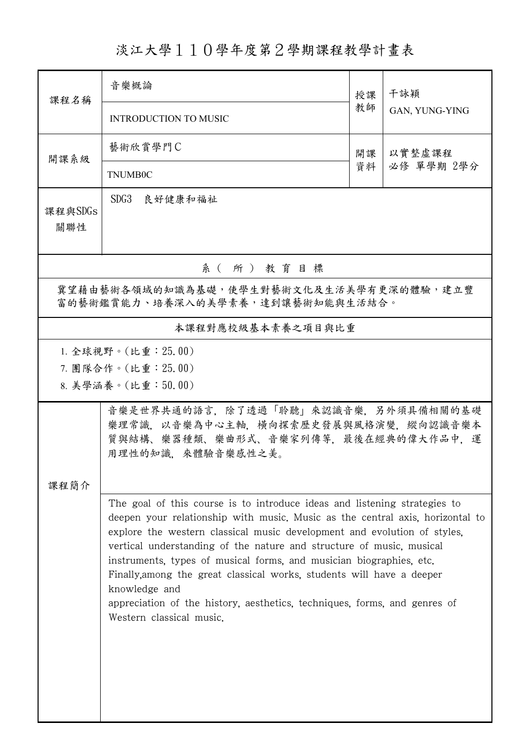# 淡江大學１１０學年度第２學期課程教學計畫表

| 課程名稱 | 音樂概論<br>INTRODUCTION TO MUSIC | 授課教師 | 干詠穎<br>GAN, YUNG-YING |
| --- | --- | --- | --- |
| 開課系級 | 藝術欣賞學門Ｃ<br>TNUMB0C | 開課資料 | 以實整虛課程<br>必修 單學期 2學分 |
| 課程與SDGs關聯性 | SDG3　良好健康和福祉 | | |

## 系（所）教育目標

冀望藉由藝術各領域的知識為基礎，使學生對藝術文化及生活美學有更深的體驗，建立豐富的藝術鑑賞能力、培養深入的美學素養，達到讓藝術知能與生活結合。

## 本課程對應校級基本素養之項目與比重

1. 全球視野。(比重：25.00)
7. 團隊合作。(比重：25.00)
8. 美學涵養。(比重：50.00)

## 課程簡介

音樂是世界共通的語言，除了透過「聆聽」來認識音樂，另外須具備相關的基礎樂理常識，以音樂為中心主軸，橫向探索歷史發展與風格演變，縱向認識音樂本質與結構、樂器種類、樂曲形式、音樂家列傳等，最後在經典的偉大作品中，運用理性的知識，來體驗音樂感性之美。

The goal of this course is to introduce ideas and listening strategies to deepen your relationship with music. Music as the central axis, horizontal to explore the western classical music development and evolution of styles, vertical understanding of the nature and structure of music, musical instruments, types of musical forms, and musician biographies, etc. Finally,among the great classical works, students will have a deeper knowledge and
appreciation of the history, aesthetics, techniques, forms, and genres of Western classical music.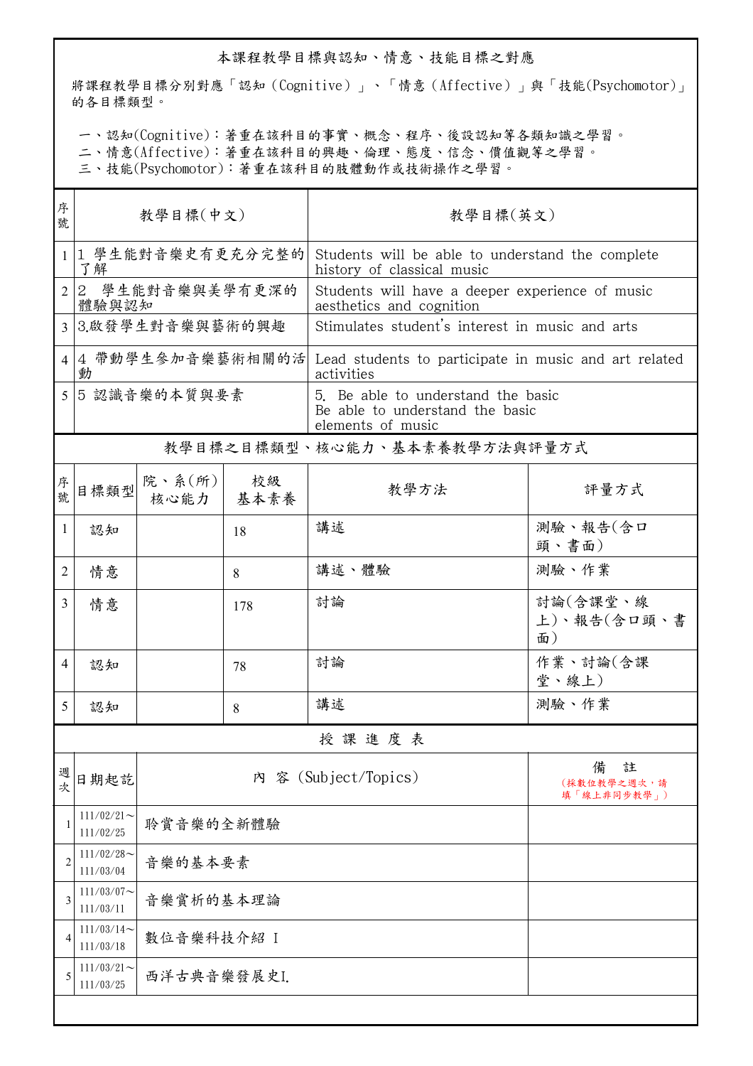## 本課程教學目標與認知、情意、技能目標之對應

將課程教學目標分別對應「認知（Cognitive）」、「情意（Affective）」與「技能(Psychomotor)」的各目標類型。

一、認知(Cognitive)：著重在該科目的事實、概念、程序、後設認知等各類知識之學習。
二、情意(Affective)：著重在該科目的興趣、倫理、態度、信念、價值觀等之學習。
三、技能(Psychomotor)：著重在該科目的肢體動作或技術操作之學習。

| 序號 | 教學目標(中文) | 教學目標(英文) |
|---|---|---|
| 1 | 1 學生能對音樂史有更充分完整的了解 | Students will be able to understand the complete history of classical music |
| 2 | 2 學生能對音樂與美學有更深的體驗與認知 | Students will have a deeper experience of music aesthetics and cognition |
| 3 | 3.啟發學生對音樂與藝術的興趣 | Stimulates student's interest in music and arts |
| 4 | 4 帶動學生參加音樂藝術相關的活動 | Lead students to participate in music and art related activities |
| 5 | 5 認識音樂的本質與要素 | 5. Be able to understand the basic Be able to understand the basic elements of music |

## 教學目標之目標類型、核心能力、基本素養教學方法與評量方式

| 序號 | 目標類型 | 院、系(所)核心能力 | 校級基本素養 | 教學方法 | 評量方式 |
|---|---|---|---|---|---|
| 1 | 認知 | | 18 | 講述 | 測驗、報告(含口頭、書面) |
| 2 | 情意 | | 8 | 講述、體驗 | 測驗、作業 |
| 3 | 情意 | | 178 | 討論 | 討論(含課堂、線上)、報告(含口頭、書面) |
| 4 | 認知 | | 78 | 討論 | 作業、討論(含課堂、線上) |
| 5 | 認知 | | 8 | 講述 | 測驗、作業 |

## 授課進度表

| 週次 | 日期起訖 | 內 容 (Subject/Topics) | 備 註 (採數位教學之週次，請填「線上非同步教學」) |
|---|---|---|---|
| 1 | 111/02/21～111/02/25 | 聆賞音樂的全新體驗 | |
| 2 | 111/02/28～111/03/04 | 音樂的基本要素 | |
| 3 | 111/03/07～111/03/11 | 音樂賞析的基本理論 | |
| 4 | 111/03/14～111/03/18 | 數位音樂科技介紹 I | |
| 5 | 111/03/21～111/03/25 | 西洋古典音樂發展史I. | |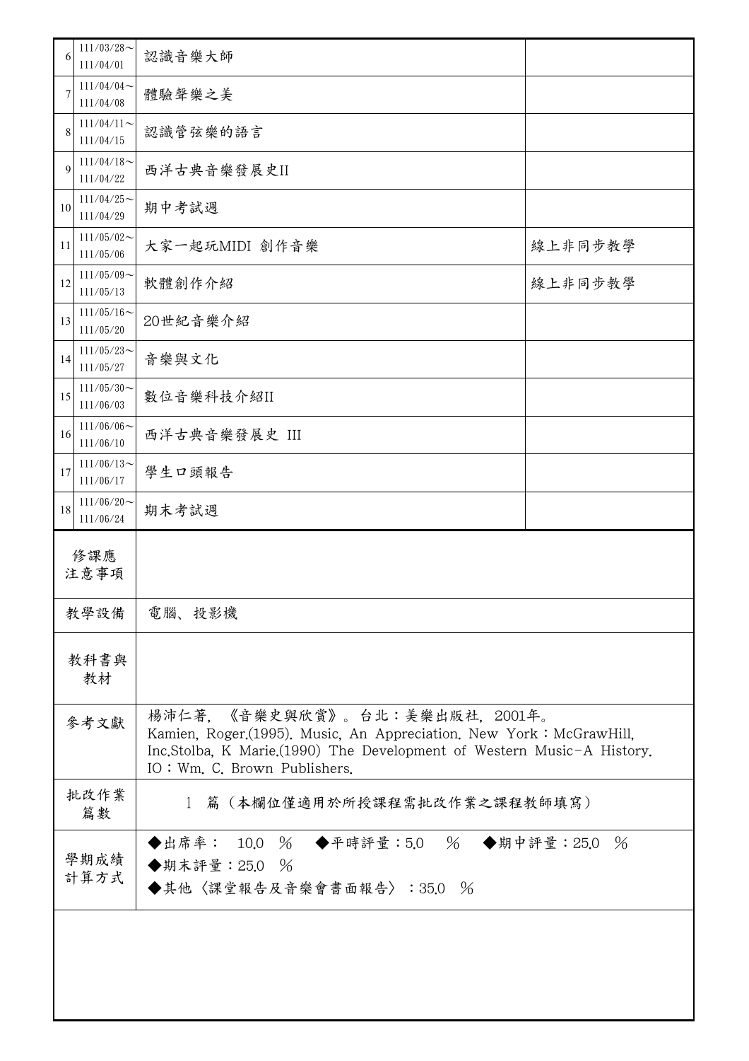| | | | |
|---|---|---|---|
| 6 | 111/03/28～111/04/01 | 認識音樂大師 | |
| 7 | 111/04/04～111/04/08 | 體驗聲樂之美 | |
| 8 | 111/04/11～111/04/15 | 認識管弦樂的語言 | |
| 9 | 111/04/18～111/04/22 | 西洋古典音樂發展史II | |
| 10 | 111/04/25～111/04/29 | 期中考試週 | |
| 11 | 111/05/02～111/05/06 | 大家一起玩MIDI 創作音樂 | 線上非同步教學 |
| 12 | 111/05/09～111/05/13 | 軟體創作介紹 | 線上非同步教學 |
| 13 | 111/05/16～111/05/20 | 20世紀音樂介紹 | |
| 14 | 111/05/23～111/05/27 | 音樂與文化 | |
| 15 | 111/05/30～111/06/03 | 數位音樂科技介紹II | |
| 16 | 111/06/06～111/06/10 | 西洋古典音樂發展史 III | |
| 17 | 111/06/13～111/06/17 | 學生口頭報告 | |
| 18 | 111/06/20～111/06/24 | 期末考試週 | |

| | |
|---|---|
| 修課應注意事項 | |
| 教學設備 | 電腦、投影機 |
| 教科書與教材 | |
| 參考文獻 | 楊沛仁著, 《音樂史與欣賞》。台北：美樂出版社, 2001年。<br>Kamien, Roger.(1995). Music, An Appreciation. New York：McGrawHill, Inc.Stolba, K Marie.(1990) The Development of Western Music-A History. IO：Wm. C. Brown Publishers. |
| 批改作業篇數 | 1 篇（本欄位僅適用於所授課程需批改作業之課程教師填寫） |
| 學期成績計算方式 | ◆出席率： 10.0 % ◆平時評量：5.0 % ◆期中評量：25.0 %<br>◆期末評量：25.0 %<br>◆其他〈課堂報告及音樂會書面報告〉：35.0 % |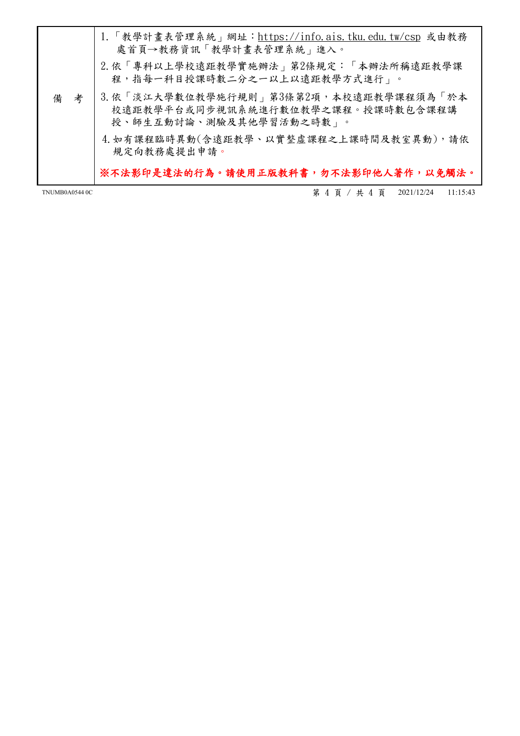| | |
|---|---|
| 備　考 | 1.「教學計畫表管理系統」網址：https://info.ais.tku.edu.tw/csp 或由教務處首頁→教務資訊「教學計畫表管理系統」進入。<br>2.依「專科以上學校遠距教學實施辦法」第2條規定：「本辦法所稱遠距教學課程，指每一科目授課時數二分之一以上以遠距教學方式進行」。<br>3.依「淡江大學數位教學施行規則」第3條第2項，本校遠距教學課程須為「於本校遠距教學平台或同步視訊系統進行數位教學之課程。授課時數包含課程講授、師生互動討論、測驗及其他學習活動之時數」。<br>4.如有課程臨時異動(含遠距教學、以實整虛課程之上課時間及教室異動)，請依規定向教務處提出申請。<br>**※不法影印是違法的行為。請使用正版教科書，勿不法影印他人著作，以免觸法。** |

TNUMB0A0544 0C

2021/12/24 11:15:43